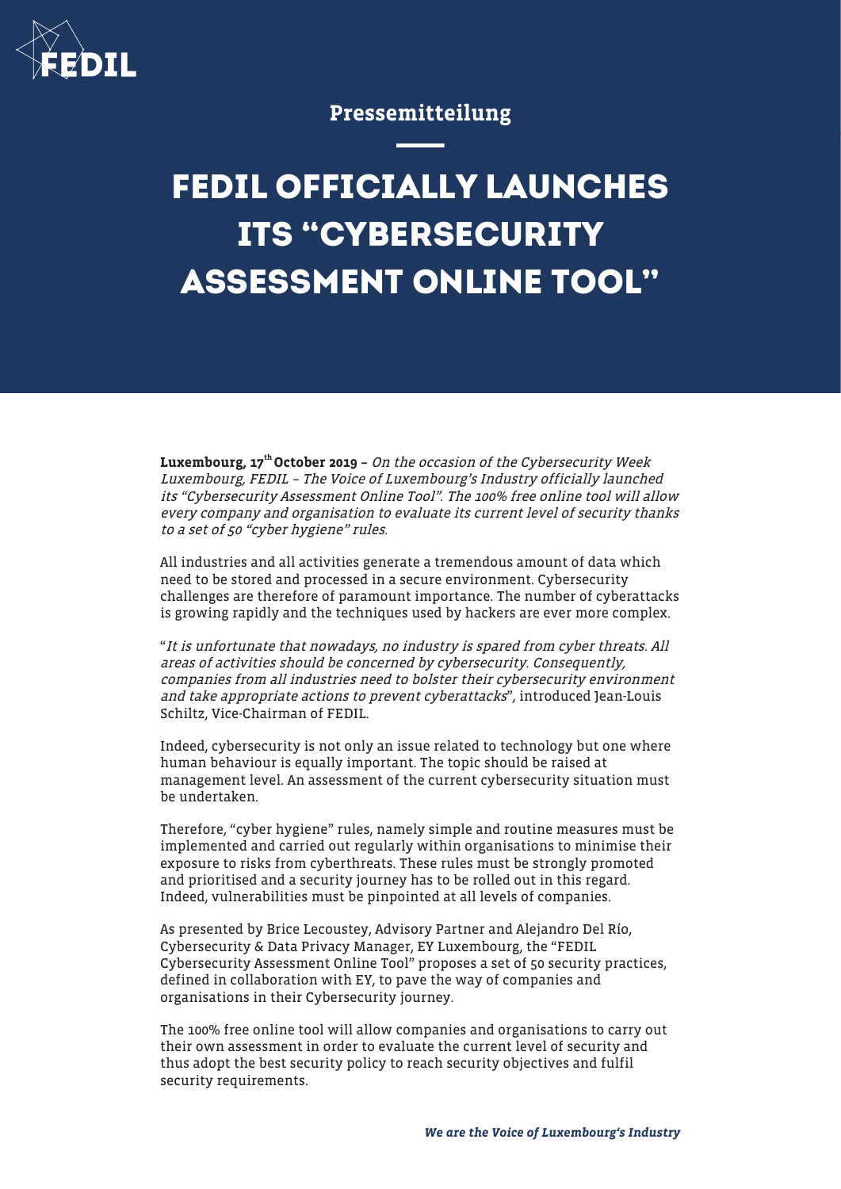Pressemitteilung

# FEDIL OFFICIALLY LAUNCHES ITS "CYBERSECURITY ASSESSMENT ONLINE TOOL"

**Luxembourg, 17th October 2019 –** *On the occasion of the Cybersecurity Week Luxembourg, FEDIL – The Voice of Luxembourg's Industry officially launched its "Cybersecurity Assessment Online Tool". The 100% free online tool will allow every company and organisation to evaluate its current level of security thanks to a set of 50 "cyber hygiene" rules.*

All industries and all activities generate a tremendous amount of data which need to be stored and processed in a secure environment. Cybersecurity challenges are therefore of paramount importance. The number of cyberattacks is growing rapidly and the techniques used by hackers are ever more complex.

"*It is unfortunate that nowadays, no industry is spared from cyber threats. All areas of activities should be concerned by cybersecurity. Consequently, companies from all industries need to bolster their cybersecurity environment and take appropriate actions to prevent cyberattacks*", introduced Jean-Louis Schiltz, Vice-Chairman of FEDIL.

Indeed, cybersecurity is not only an issue related to technology but one where human behaviour is equally important. The topic should be raised at management level. An assessment of the current cybersecurity situation must be undertaken.

Therefore, "cyber hygiene" rules, namely simple and routine measures must be implemented and carried out regularly within organisations to minimise their exposure to risks from cyberthreats. These rules must be strongly promoted and prioritised and a security journey has to be rolled out in this regard. Indeed, vulnerabilities must be pinpointed at all levels of companies.

As presented by Brice Lecoustey, Advisory Partner and Alejandro Del Río, Cybersecurity & Data Privacy Manager, EY Luxembourg, the "FEDIL Cybersecurity Assessment Online Tool" proposes a set of 50 security practices, defined in collaboration with EY, to pave the way of companies and organisations in their Cybersecurity journey.

The 100% free online tool will allow companies and organisations to carry out their own assessment in order to evaluate the current level of security and thus adopt the best security policy to reach security objectives and fulfil security requirements.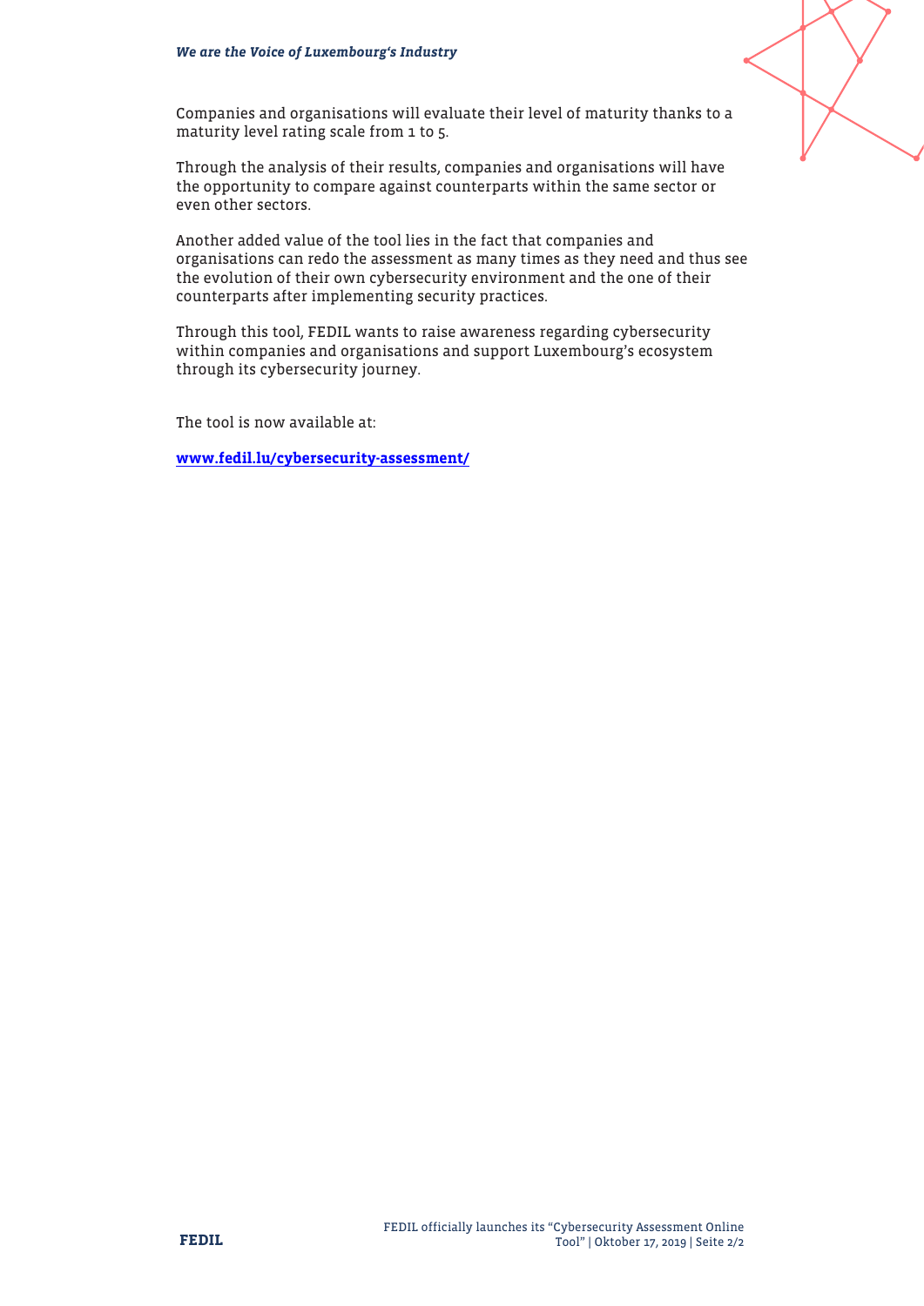Companies and organisations will evaluate their level of maturity thanks to a maturity level rating scale from 1 to 5.

Through the analysis of their results, companies and organisations will have the opportunity to compare against counterparts within the same sector or even other sectors.

Another added value of the tool lies in the fact that companies and organisations can redo the assessment as many times as they need and thus see the evolution of their own cybersecurity environment and the one of their counterparts after implementing security practices.

Through this tool, FEDIL wants to raise awareness regarding cybersecurity within companies and organisations and support Luxembourg's ecosystem through its cybersecurity journey.

The tool is now available at:

**www.fedil.lu/cybersecurity-assessment/**